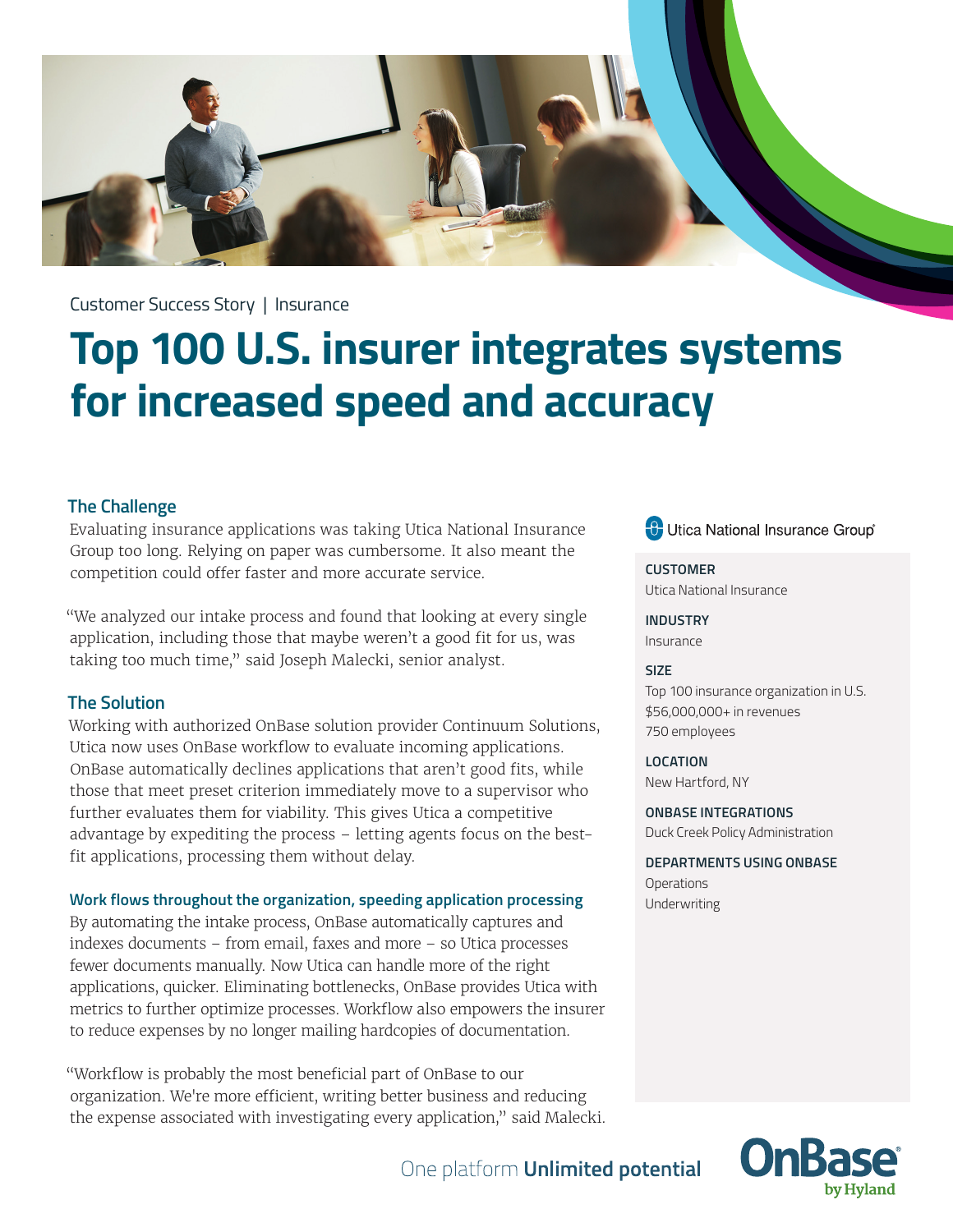Customer Success Story | Insurance

# Top 100 U.S. insurer integrates systems for increased speed and accuracy

## The Challenge

Evaluating insurance applications was taking Utica National Insurance Group too long. Relying on paper was cumbersome. It also meant the competition could offer faster and more accurate service.

"We analyzed our intake process and found that looking at every single application, including those that maybe weren't a good fit for us, was taking too much time," said Joseph Malecki, senior analyst.

## The Solution

Working with authorized OnBase solution provider Continuum Solutions, Utica now uses OnBase workflow to evaluate incoming applications. OnBase automatically declines applications that aren't good fits, while those that meet preset criterion immediately move to a supervisor who further evaluates them for viability. This gives Utica a competitive advantage by expediting the process – letting agents focus on the best-fit applications, processing them without delay.

### Work flows throughout the organization, speeding application processing

By automating the intake process, OnBase automatically captures and indexes documents – from email, faxes and more – so Utica processes fewer documents manually. Now Utica can handle more of the right applications, quicker. Eliminating bottlenecks, OnBase provides Utica with metrics to further optimize processes. Workflow also empowers the insurer to reduce expenses by no longer mailing hardcopies of documentation.

"Workflow is probably the most beneficial part of OnBase to our organization. We're more efficient, writing better business and reducing the expense associated with investigating every application," said Malecki.

---

Utica National Insurance Group®

**CUSTOMER**
Utica National Insurance

**INDUSTRY**
Insurance

**SIZE**
Top 100 insurance organization in U.S.
$56,000,000+ in revenues
750 employees

**LOCATION**
New Hartford, NY

**ONBASE INTEGRATIONS**
Duck Creek Policy Administration

**DEPARTMENTS USING ONBASE**
Operations
Underwriting

One platform **Unlimited potential**

OnBase® by Hyland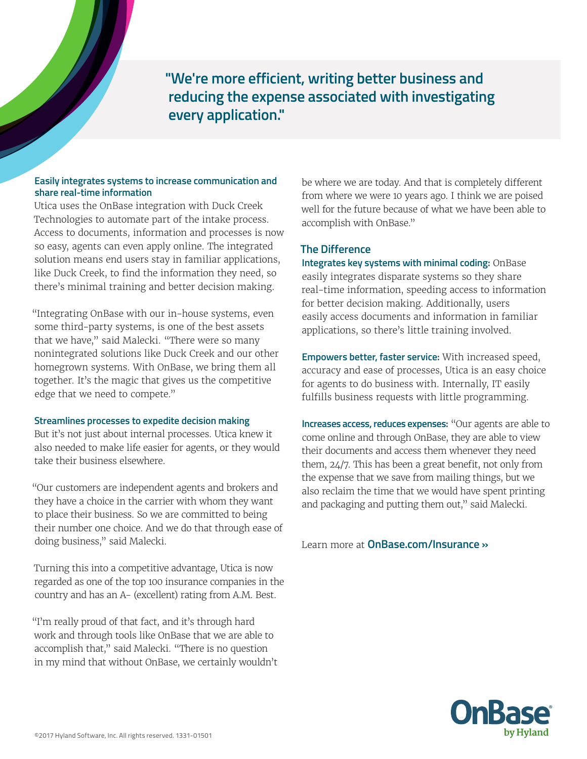> **"We're more efficient, writing better business and reducing the expense associated with investigating every application."**

### Easily integrates systems to increase communication and share real-time information

Utica uses the OnBase integration with Duck Creek Technologies to automate part of the intake process. Access to documents, information and processes is now so easy, agents can even apply online. The integrated solution means end users stay in familiar applications, like Duck Creek, to find the information they need, so there's minimal training and better decision making.

"Integrating OnBase with our in-house systems, even some third-party systems, is one of the best assets that we have," said Malecki. "There were so many nonintegrated solutions like Duck Creek and our other homegrown systems. With OnBase, we bring them all together. It's the magic that gives us the competitive edge that we need to compete."

### Streamlines processes to expedite decision making

But it's not just about internal processes. Utica knew it also needed to make life easier for agents, or they would take their business elsewhere.

"Our customers are independent agents and brokers and they have a choice in the carrier with whom they want to place their business. So we are committed to being their number one choice. And we do that through ease of doing business," said Malecki.

Turning this into a competitive advantage, Utica is now regarded as one of the top 100 insurance companies in the country and has an A- (excellent) rating from A.M. Best.

"I'm really proud of that fact, and it's through hard work and through tools like OnBase that we are able to accomplish that," said Malecki. "There is no question in my mind that without OnBase, we certainly wouldn't be where we are today. And that is completely different from where we were 10 years ago. I think we are poised well for the future because of what we have been able to accomplish with OnBase."

## The Difference

**Integrates key systems with minimal coding:** OnBase easily integrates disparate systems so they share real-time information, speeding access to information for better decision making. Additionally, users easily access documents and information in familiar applications, so there's little training involved.

**Empowers better, faster service:** With increased speed, accuracy and ease of processes, Utica is an easy choice for agents to do business with. Internally, IT easily fulfills business requests with little programming.

**Increases access, reduces expenses:** "Our agents are able to come online and through OnBase, they are able to view their documents and access them whenever they need them, 24/7. This has been a great benefit, not only from the expense that we save from mailing things, but we also reclaim the time that we would have spent printing and packaging and putting them out," said Malecki.

Learn more at **OnBase.com/Insurance »**

©2017 Hyland Software, Inc. All rights reserved. 1331-01501